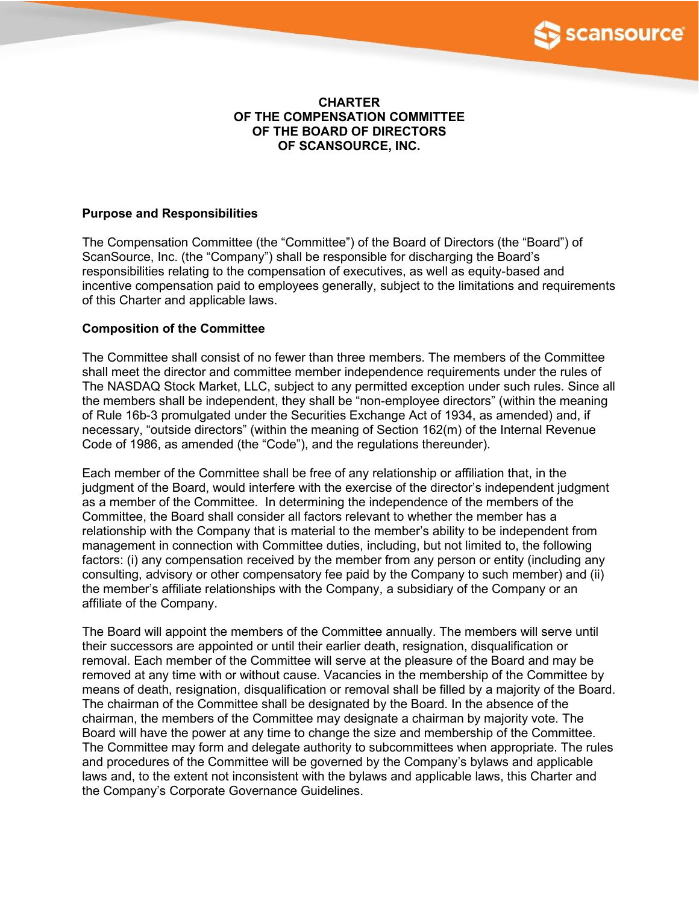# CHARTER
# OF THE COMPENSATION COMMITTEE
# OF THE BOARD OF DIRECTORS
# OF SCANSOURCE, INC.

## Purpose and Responsibilities

The Compensation Committee (the "Committee") of the Board of Directors (the "Board") of ScanSource, Inc. (the "Company") shall be responsible for discharging the Board's responsibilities relating to the compensation of executives, as well as equity-based and incentive compensation paid to employees generally, subject to the limitations and requirements of this Charter and applicable laws.

## Composition of the Committee

The Committee shall consist of no fewer than three members. The members of the Committee shall meet the director and committee member independence requirements under the rules of The NASDAQ Stock Market, LLC, subject to any permitted exception under such rules. Since all the members shall be independent, they shall be "non-employee directors" (within the meaning of Rule 16b-3 promulgated under the Securities Exchange Act of 1934, as amended) and, if necessary, "outside directors" (within the meaning of Section 162(m) of the Internal Revenue Code of 1986, as amended (the "Code"), and the regulations thereunder).

Each member of the Committee shall be free of any relationship or affiliation that, in the judgment of the Board, would interfere with the exercise of the director's independent judgment as a member of the Committee. In determining the independence of the members of the Committee, the Board shall consider all factors relevant to whether the member has a relationship with the Company that is material to the member's ability to be independent from management in connection with Committee duties, including, but not limited to, the following factors: (i) any compensation received by the member from any person or entity (including any consulting, advisory or other compensatory fee paid by the Company to such member) and (ii) the member's affiliate relationships with the Company, a subsidiary of the Company or an affiliate of the Company.

The Board will appoint the members of the Committee annually. The members will serve until their successors are appointed or until their earlier death, resignation, disqualification or removal. Each member of the Committee will serve at the pleasure of the Board and may be removed at any time with or without cause. Vacancies in the membership of the Committee by means of death, resignation, disqualification or removal shall be filled by a majority of the Board. The chairman of the Committee shall be designated by the Board. In the absence of the chairman, the members of the Committee may designate a chairman by majority vote. The Board will have the power at any time to change the size and membership of the Committee. The Committee may form and delegate authority to subcommittees when appropriate. The rules and procedures of the Committee will be governed by the Company's bylaws and applicable laws and, to the extent not inconsistent with the bylaws and applicable laws, this Charter and the Company's Corporate Governance Guidelines.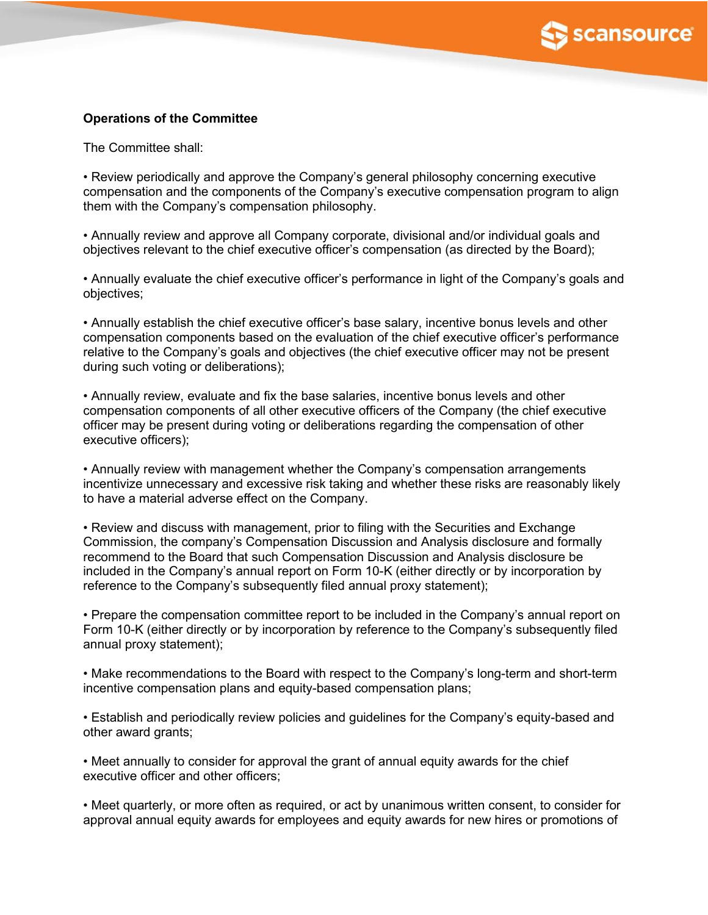**Operations of the Committee**

The Committee shall:

- Review periodically and approve the Company's general philosophy concerning executive compensation and the components of the Company's executive compensation program to align them with the Company's compensation philosophy.

- Annually review and approve all Company corporate, divisional and/or individual goals and objectives relevant to the chief executive officer's compensation (as directed by the Board);

- Annually evaluate the chief executive officer's performance in light of the Company's goals and objectives;

- Annually establish the chief executive officer's base salary, incentive bonus levels and other compensation components based on the evaluation of the chief executive officer's performance relative to the Company's goals and objectives (the chief executive officer may not be present during such voting or deliberations);

- Annually review, evaluate and fix the base salaries, incentive bonus levels and other compensation components of all other executive officers of the Company (the chief executive officer may be present during voting or deliberations regarding the compensation of other executive officers);

- Annually review with management whether the Company's compensation arrangements incentivize unnecessary and excessive risk taking and whether these risks are reasonably likely to have a material adverse effect on the Company.

- Review and discuss with management, prior to filing with the Securities and Exchange Commission, the company's Compensation Discussion and Analysis disclosure and formally recommend to the Board that such Compensation Discussion and Analysis disclosure be included in the Company's annual report on Form 10-K (either directly or by incorporation by reference to the Company's subsequently filed annual proxy statement);

- Prepare the compensation committee report to be included in the Company's annual report on Form 10-K (either directly or by incorporation by reference to the Company's subsequently filed annual proxy statement);

- Make recommendations to the Board with respect to the Company's long-term and short-term incentive compensation plans and equity-based compensation plans;

- Establish and periodically review policies and guidelines for the Company's equity-based and other award grants;

- Meet annually to consider for approval the grant of annual equity awards for the chief executive officer and other officers;

- Meet quarterly, or more often as required, or act by unanimous written consent, to consider for approval annual equity awards for employees and equity awards for new hires or promotions of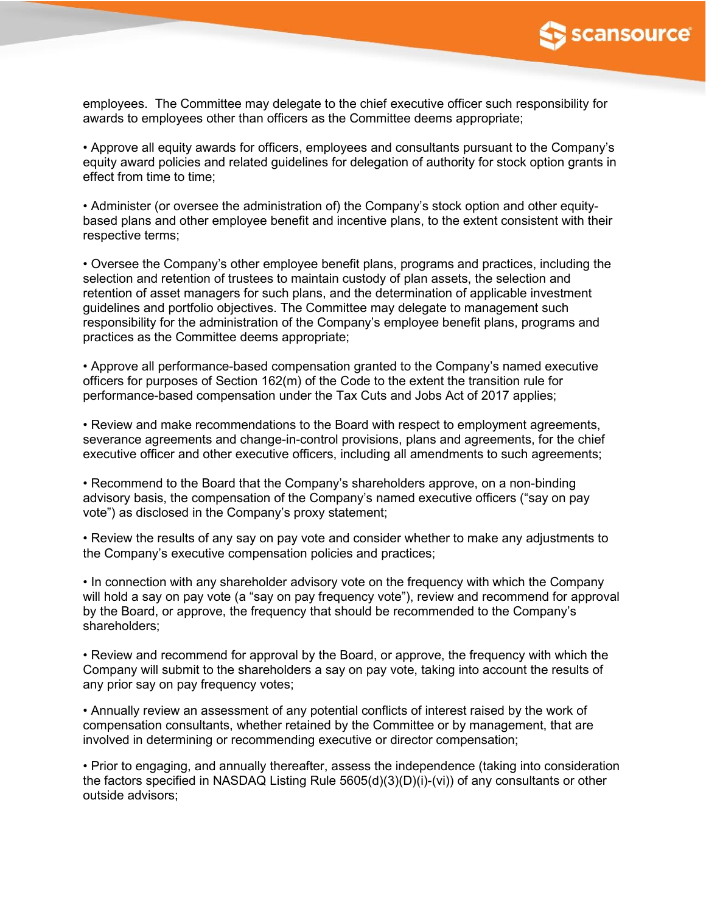employees. The Committee may delegate to the chief executive officer such responsibility for awards to employees other than officers as the Committee deems appropriate;

• Approve all equity awards for officers, employees and consultants pursuant to the Company's equity award policies and related guidelines for delegation of authority for stock option grants in effect from time to time;

• Administer (or oversee the administration of) the Company's stock option and other equity-based plans and other employee benefit and incentive plans, to the extent consistent with their respective terms;

• Oversee the Company's other employee benefit plans, programs and practices, including the selection and retention of trustees to maintain custody of plan assets, the selection and retention of asset managers for such plans, and the determination of applicable investment guidelines and portfolio objectives. The Committee may delegate to management such responsibility for the administration of the Company's employee benefit plans, programs and practices as the Committee deems appropriate;

• Approve all performance-based compensation granted to the Company's named executive officers for purposes of Section 162(m) of the Code to the extent the transition rule for performance-based compensation under the Tax Cuts and Jobs Act of 2017 applies;

• Review and make recommendations to the Board with respect to employment agreements, severance agreements and change-in-control provisions, plans and agreements, for the chief executive officer and other executive officers, including all amendments to such agreements;

• Recommend to the Board that the Company's shareholders approve, on a non-binding advisory basis, the compensation of the Company's named executive officers ("say on pay vote") as disclosed in the Company's proxy statement;

• Review the results of any say on pay vote and consider whether to make any adjustments to the Company's executive compensation policies and practices;

• In connection with any shareholder advisory vote on the frequency with which the Company will hold a say on pay vote (a "say on pay frequency vote"), review and recommend for approval by the Board, or approve, the frequency that should be recommended to the Company's shareholders;

• Review and recommend for approval by the Board, or approve, the frequency with which the Company will submit to the shareholders a say on pay vote, taking into account the results of any prior say on pay frequency votes;

• Annually review an assessment of any potential conflicts of interest raised by the work of compensation consultants, whether retained by the Committee or by management, that are involved in determining or recommending executive or director compensation;

• Prior to engaging, and annually thereafter, assess the independence (taking into consideration the factors specified in NASDAQ Listing Rule 5605(d)(3)(D)(i)-(vi)) of any consultants or other outside advisors;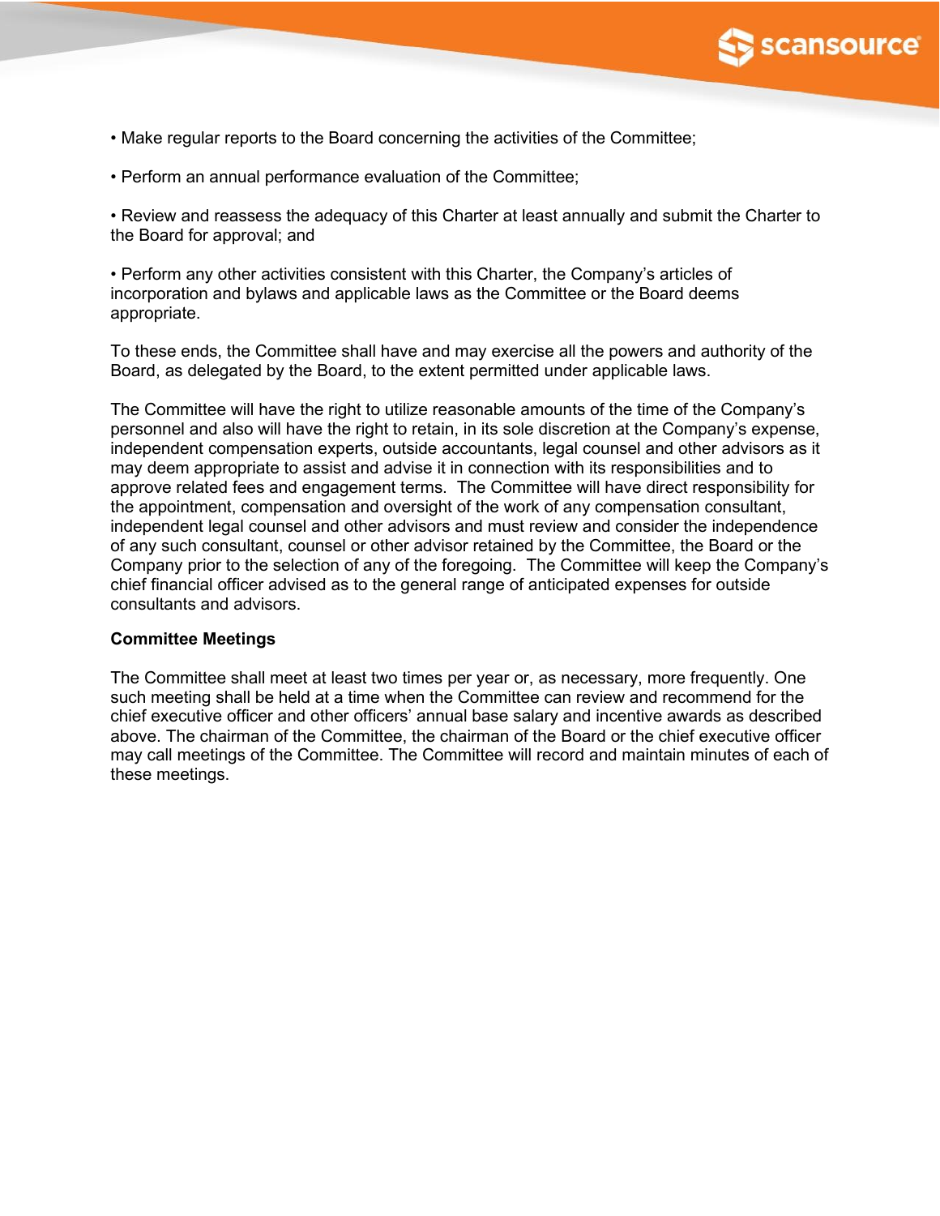- Make regular reports to the Board concerning the activities of the Committee;

- Perform an annual performance evaluation of the Committee;

- Review and reassess the adequacy of this Charter at least annually and submit the Charter to the Board for approval; and

- Perform any other activities consistent with this Charter, the Company's articles of incorporation and bylaws and applicable laws as the Committee or the Board deems appropriate.

To these ends, the Committee shall have and may exercise all the powers and authority of the Board, as delegated by the Board, to the extent permitted under applicable laws.

The Committee will have the right to utilize reasonable amounts of the time of the Company's personnel and also will have the right to retain, in its sole discretion at the Company's expense, independent compensation experts, outside accountants, legal counsel and other advisors as it may deem appropriate to assist and advise it in connection with its responsibilities and to approve related fees and engagement terms. The Committee will have direct responsibility for the appointment, compensation and oversight of the work of any compensation consultant, independent legal counsel and other advisors and must review and consider the independence of any such consultant, counsel or other advisor retained by the Committee, the Board or the Company prior to the selection of any of the foregoing. The Committee will keep the Company's chief financial officer advised as to the general range of anticipated expenses for outside consultants and advisors.

**Committee Meetings**

The Committee shall meet at least two times per year or, as necessary, more frequently. One such meeting shall be held at a time when the Committee can review and recommend for the chief executive officer and other officers' annual base salary and incentive awards as described above. The chairman of the Committee, the chairman of the Board or the chief executive officer may call meetings of the Committee. The Committee will record and maintain minutes of each of these meetings.